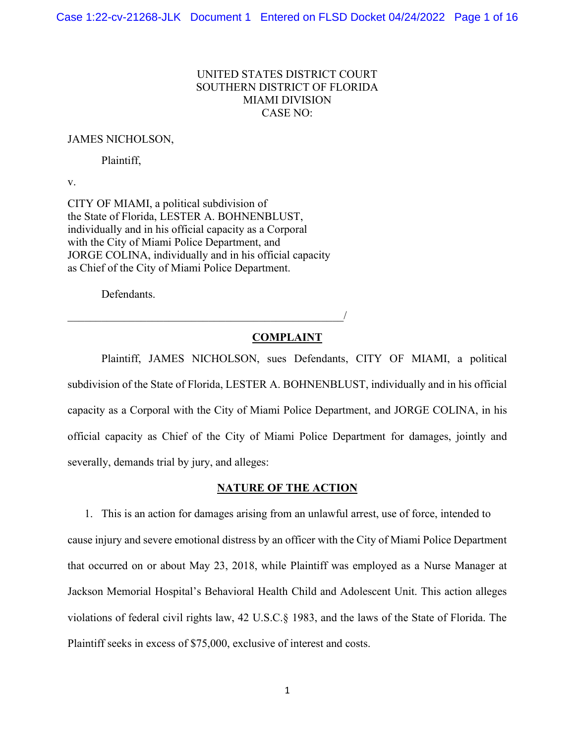UNITED STATES DISTRICT COURT
SOUTHERN DISTRICT OF FLORIDA
MIAMI DIVISION
CASE NO:

JAMES NICHOLSON,

Plaintiff,

v.

CITY OF MIAMI, a political subdivision of the State of Florida, LESTER A. BOHNENBLUST, individually and in his official capacity as a Corporal with the City of Miami Police Department, and JORGE COLINA, individually and in his official capacity as Chief of the City of Miami Police Department.

Defendants.

\_\_\_\_\_\_\_\_\_\_\_\_\_\_\_\_\_\_\_\_\_\_\_\_\_\_\_\_\_\_\_\_\_\_\_\_\_\_\_\_\_\_\_\_\_\_\_\_\_\_/

## COMPLAINT

Plaintiff, JAMES NICHOLSON, sues Defendants, CITY OF MIAMI, a political subdivision of the State of Florida, LESTER A. BOHNENBLUST, individually and in his official capacity as a Corporal with the City of Miami Police Department, and JORGE COLINA, in his official capacity as Chief of the City of Miami Police Department for damages, jointly and severally, demands trial by jury, and alleges:

## NATURE OF THE ACTION

1. This is an action for damages arising from an unlawful arrest, use of force, intended to cause injury and severe emotional distress by an officer with the City of Miami Police Department that occurred on or about May 23, 2018, while Plaintiff was employed as a Nurse Manager at Jackson Memorial Hospital's Behavioral Health Child and Adolescent Unit. This action alleges violations of federal civil rights law, 42 U.S.C.§ 1983, and the laws of the State of Florida. The Plaintiff seeks in excess of $75,000, exclusive of interest and costs.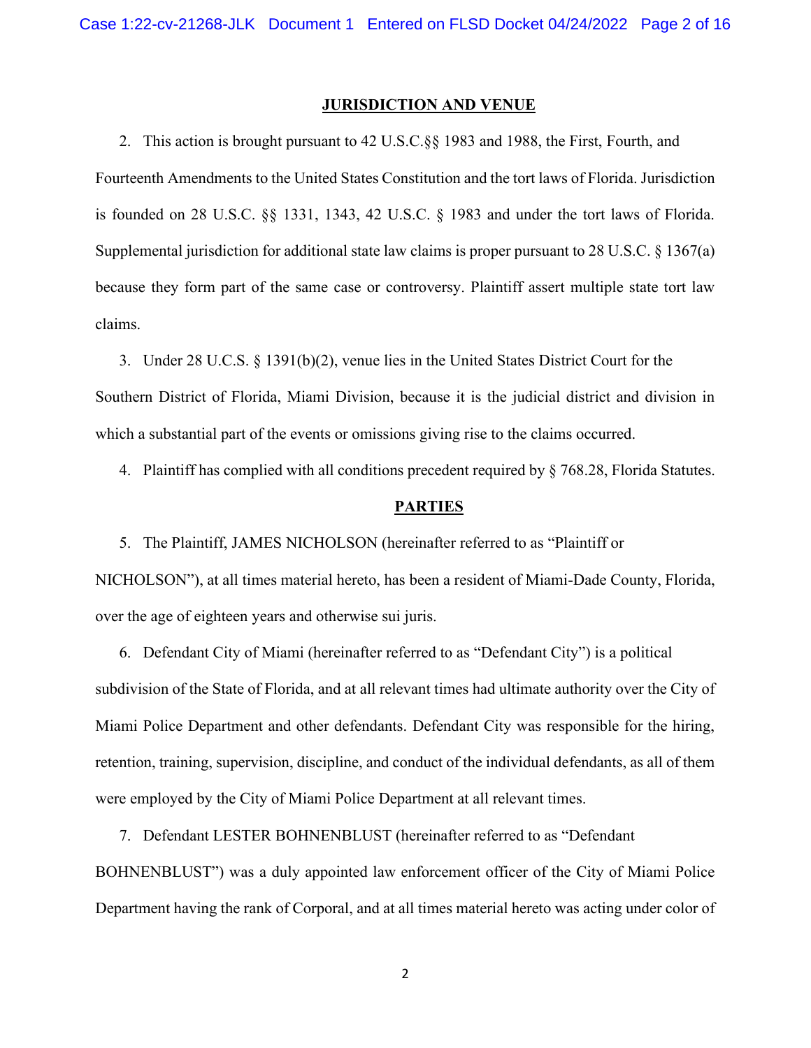## JURISDICTION AND VENUE

2. This action is brought pursuant to 42 U.S.C.§§ 1983 and 1988, the First, Fourth, and Fourteenth Amendments to the United States Constitution and the tort laws of Florida. Jurisdiction is founded on 28 U.S.C. §§ 1331, 1343, 42 U.S.C. § 1983 and under the tort laws of Florida. Supplemental jurisdiction for additional state law claims is proper pursuant to 28 U.S.C. § 1367(a) because they form part of the same case or controversy. Plaintiff assert multiple state tort law claims.

3. Under 28 U.C.S. § 1391(b)(2), venue lies in the United States District Court for the Southern District of Florida, Miami Division, because it is the judicial district and division in which a substantial part of the events or omissions giving rise to the claims occurred.

4. Plaintiff has complied with all conditions precedent required by § 768.28, Florida Statutes.

## PARTIES

5. The Plaintiff, JAMES NICHOLSON (hereinafter referred to as "Plaintiff or NICHOLSON"), at all times material hereto, has been a resident of Miami-Dade County, Florida, over the age of eighteen years and otherwise sui juris.

6. Defendant City of Miami (hereinafter referred to as "Defendant City") is a political subdivision of the State of Florida, and at all relevant times had ultimate authority over the City of Miami Police Department and other defendants. Defendant City was responsible for the hiring, retention, training, supervision, discipline, and conduct of the individual defendants, as all of them were employed by the City of Miami Police Department at all relevant times.

7. Defendant LESTER BOHNENBLUST (hereinafter referred to as "Defendant BOHNENBLUST") was a duly appointed law enforcement officer of the City of Miami Police Department having the rank of Corporal, and at all times material hereto was acting under color of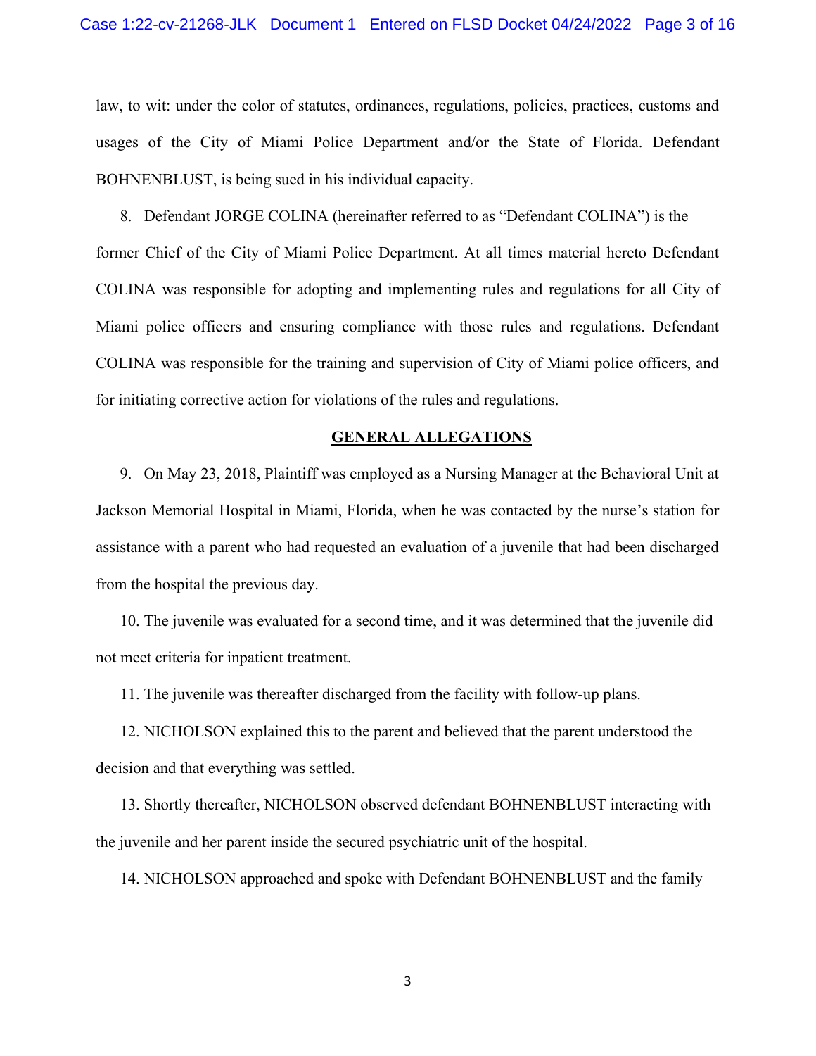law, to wit: under the color of statutes, ordinances, regulations, policies, practices, customs and usages of the City of Miami Police Department and/or the State of Florida. Defendant BOHNENBLUST, is being sued in his individual capacity.

8. Defendant JORGE COLINA (hereinafter referred to as "Defendant COLINA") is the former Chief of the City of Miami Police Department. At all times material hereto Defendant COLINA was responsible for adopting and implementing rules and regulations for all City of Miami police officers and ensuring compliance with those rules and regulations. Defendant COLINA was responsible for the training and supervision of City of Miami police officers, and for initiating corrective action for violations of the rules and regulations.

## GENERAL ALLEGATIONS

9. On May 23, 2018, Plaintiff was employed as a Nursing Manager at the Behavioral Unit at Jackson Memorial Hospital in Miami, Florida, when he was contacted by the nurse's station for assistance with a parent who had requested an evaluation of a juvenile that had been discharged from the hospital the previous day.

10. The juvenile was evaluated for a second time, and it was determined that the juvenile did not meet criteria for inpatient treatment.

11. The juvenile was thereafter discharged from the facility with follow-up plans.

12. NICHOLSON explained this to the parent and believed that the parent understood the decision and that everything was settled.

13. Shortly thereafter, NICHOLSON observed defendant BOHNENBLUST interacting with the juvenile and her parent inside the secured psychiatric unit of the hospital.

14. NICHOLSON approached and spoke with Defendant BOHNENBLUST and the family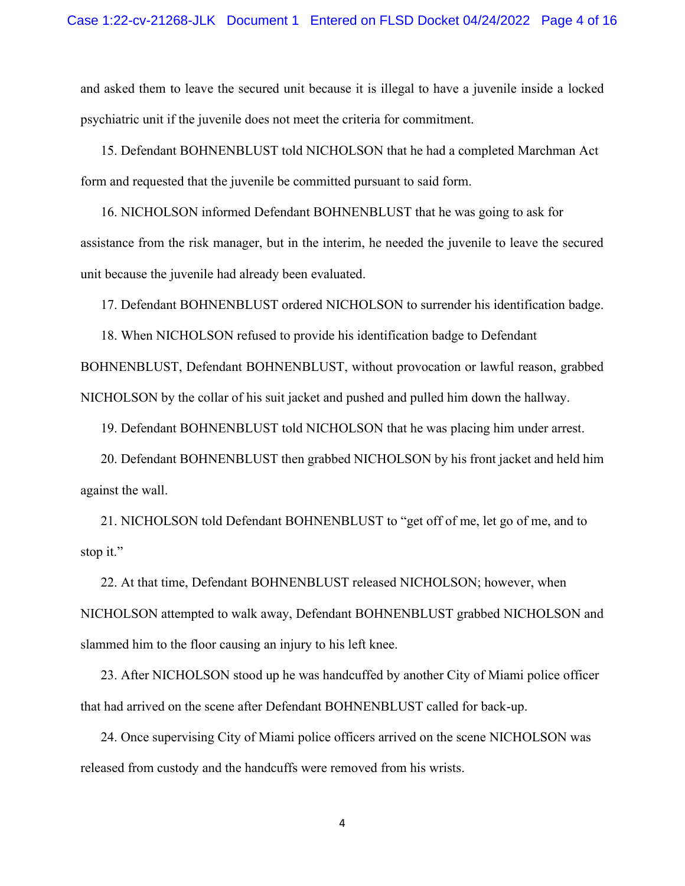and asked them to leave the secured unit because it is illegal to have a juvenile inside a locked psychiatric unit if the juvenile does not meet the criteria for commitment.

15. Defendant BOHNENBLUST told NICHOLSON that he had a completed Marchman Act form and requested that the juvenile be committed pursuant to said form.

16. NICHOLSON informed Defendant BOHNENBLUST that he was going to ask for assistance from the risk manager, but in the interim, he needed the juvenile to leave the secured unit because the juvenile had already been evaluated.

17. Defendant BOHNENBLUST ordered NICHOLSON to surrender his identification badge.

18. When NICHOLSON refused to provide his identification badge to Defendant BOHNENBLUST, Defendant BOHNENBLUST, without provocation or lawful reason, grabbed NICHOLSON by the collar of his suit jacket and pushed and pulled him down the hallway.

19. Defendant BOHNENBLUST told NICHOLSON that he was placing him under arrest.

20. Defendant BOHNENBLUST then grabbed NICHOLSON by his front jacket and held him against the wall.

21. NICHOLSON told Defendant BOHNENBLUST to "get off of me, let go of me, and to stop it."

22. At that time, Defendant BOHNENBLUST released NICHOLSON; however, when NICHOLSON attempted to walk away, Defendant BOHNENBLUST grabbed NICHOLSON and slammed him to the floor causing an injury to his left knee.

23. After NICHOLSON stood up he was handcuffed by another City of Miami police officer that had arrived on the scene after Defendant BOHNENBLUST called for back-up.

24. Once supervising City of Miami police officers arrived on the scene NICHOLSON was released from custody and the handcuffs were removed from his wrists.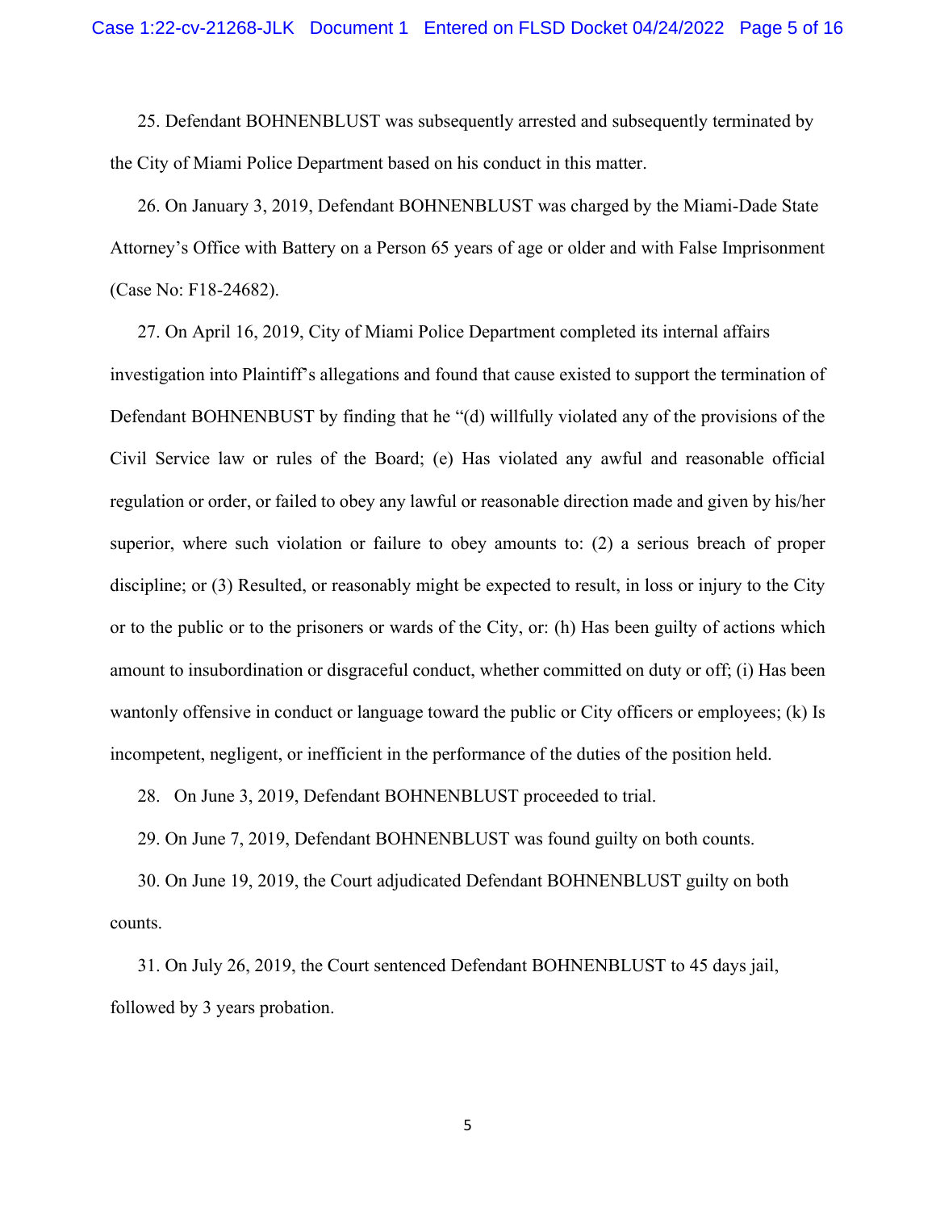25. Defendant BOHNENBLUST was subsequently arrested and subsequently terminated by the City of Miami Police Department based on his conduct in this matter.

26. On January 3, 2019, Defendant BOHNENBLUST was charged by the Miami-Dade State Attorney's Office with Battery on a Person 65 years of age or older and with False Imprisonment (Case No: F18-24682).

27. On April 16, 2019, City of Miami Police Department completed its internal affairs investigation into Plaintiff's allegations and found that cause existed to support the termination of Defendant BOHNENBUST by finding that he "(d) willfully violated any of the provisions of the Civil Service law or rules of the Board; (e) Has violated any awful and reasonable official regulation or order, or failed to obey any lawful or reasonable direction made and given by his/her superior, where such violation or failure to obey amounts to: (2) a serious breach of proper discipline; or (3) Resulted, or reasonably might be expected to result, in loss or injury to the City or to the public or to the prisoners or wards of the City, or: (h) Has been guilty of actions which amount to insubordination or disgraceful conduct, whether committed on duty or off; (i) Has been wantonly offensive in conduct or language toward the public or City officers or employees; (k) Is incompetent, negligent, or inefficient in the performance of the duties of the position held.

28. On June 3, 2019, Defendant BOHNENBLUST proceeded to trial.

29. On June 7, 2019, Defendant BOHNENBLUST was found guilty on both counts.

30. On June 19, 2019, the Court adjudicated Defendant BOHNENBLUST guilty on both counts.

31. On July 26, 2019, the Court sentenced Defendant BOHNENBLUST to 45 days jail, followed by 3 years probation.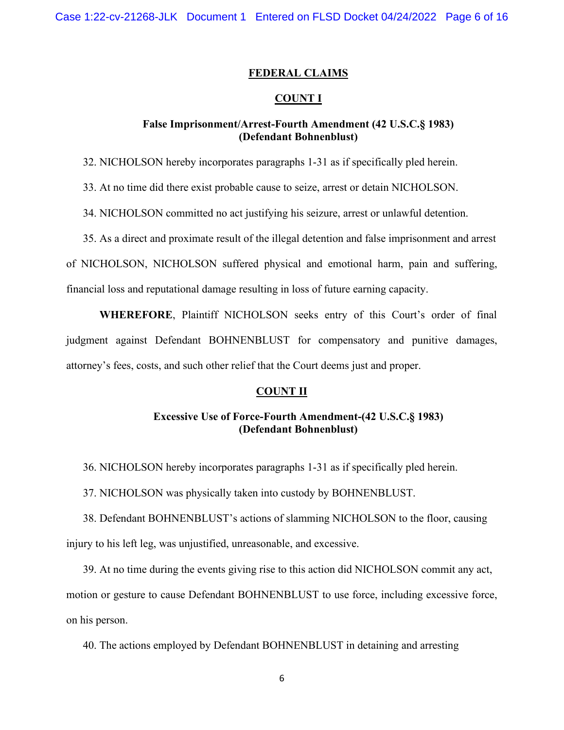## FEDERAL CLAIMS

### COUNT I

**False Imprisonment/Arrest-Fourth Amendment (42 U.S.C.§ 1983)**
**(Defendant Bohnenblust)**

32. NICHOLSON hereby incorporates paragraphs 1-31 as if specifically pled herein.

33. At no time did there exist probable cause to seize, arrest or detain NICHOLSON.

34. NICHOLSON committed no act justifying his seizure, arrest or unlawful detention.

35. As a direct and proximate result of the illegal detention and false imprisonment and arrest of NICHOLSON, NICHOLSON suffered physical and emotional harm, pain and suffering, financial loss and reputational damage resulting in loss of future earning capacity.

**WHEREFORE**, Plaintiff NICHOLSON seeks entry of this Court's order of final judgment against Defendant BOHNENBLUST for compensatory and punitive damages, attorney's fees, costs, and such other relief that the Court deems just and proper.

### COUNT II

**Excessive Use of Force-Fourth Amendment-(42 U.S.C.§ 1983)**
**(Defendant Bohnenblust)**

36. NICHOLSON hereby incorporates paragraphs 1-31 as if specifically pled herein.

37. NICHOLSON was physically taken into custody by BOHNENBLUST.

38. Defendant BOHNENBLUST's actions of slamming NICHOLSON to the floor, causing injury to his left leg, was unjustified, unreasonable, and excessive.

39. At no time during the events giving rise to this action did NICHOLSON commit any act, motion or gesture to cause Defendant BOHNENBLUST to use force, including excessive force, on his person.

40. The actions employed by Defendant BOHNENBLUST in detaining and arresting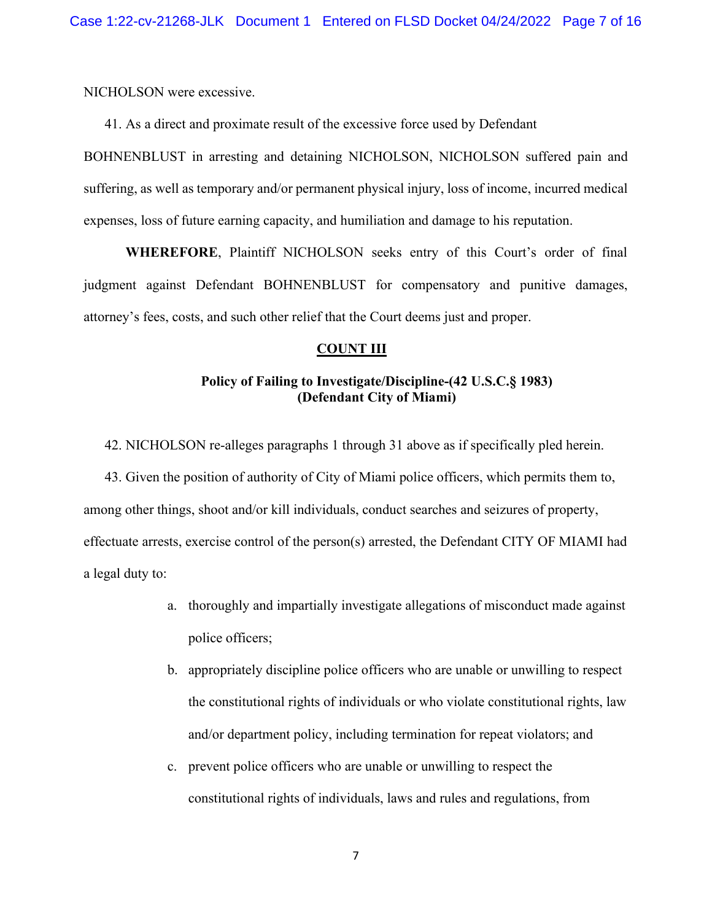NICHOLSON were excessive.

41. As a direct and proximate result of the excessive force used by Defendant BOHNENBLUST in arresting and detaining NICHOLSON, NICHOLSON suffered pain and suffering, as well as temporary and/or permanent physical injury, loss of income, incurred medical expenses, loss of future earning capacity, and humiliation and damage to his reputation.

**WHEREFORE**, Plaintiff NICHOLSON seeks entry of this Court's order of final judgment against Defendant BOHNENBLUST for compensatory and punitive damages, attorney's fees, costs, and such other relief that the Court deems just and proper.

## COUNT III

### Policy of Failing to Investigate/Discipline-(42 U.S.C.§ 1983)
### (Defendant City of Miami)

42. NICHOLSON re-alleges paragraphs 1 through 31 above as if specifically pled herein.

43. Given the position of authority of City of Miami police officers, which permits them to, among other things, shoot and/or kill individuals, conduct searches and seizures of property, effectuate arrests, exercise control of the person(s) arrested, the Defendant CITY OF MIAMI had a legal duty to:

a. thoroughly and impartially investigate allegations of misconduct made against police officers;

b. appropriately discipline police officers who are unable or unwilling to respect the constitutional rights of individuals or who violate constitutional rights, law and/or department policy, including termination for repeat violators; and

c. prevent police officers who are unable or unwilling to respect the constitutional rights of individuals, laws and rules and regulations, from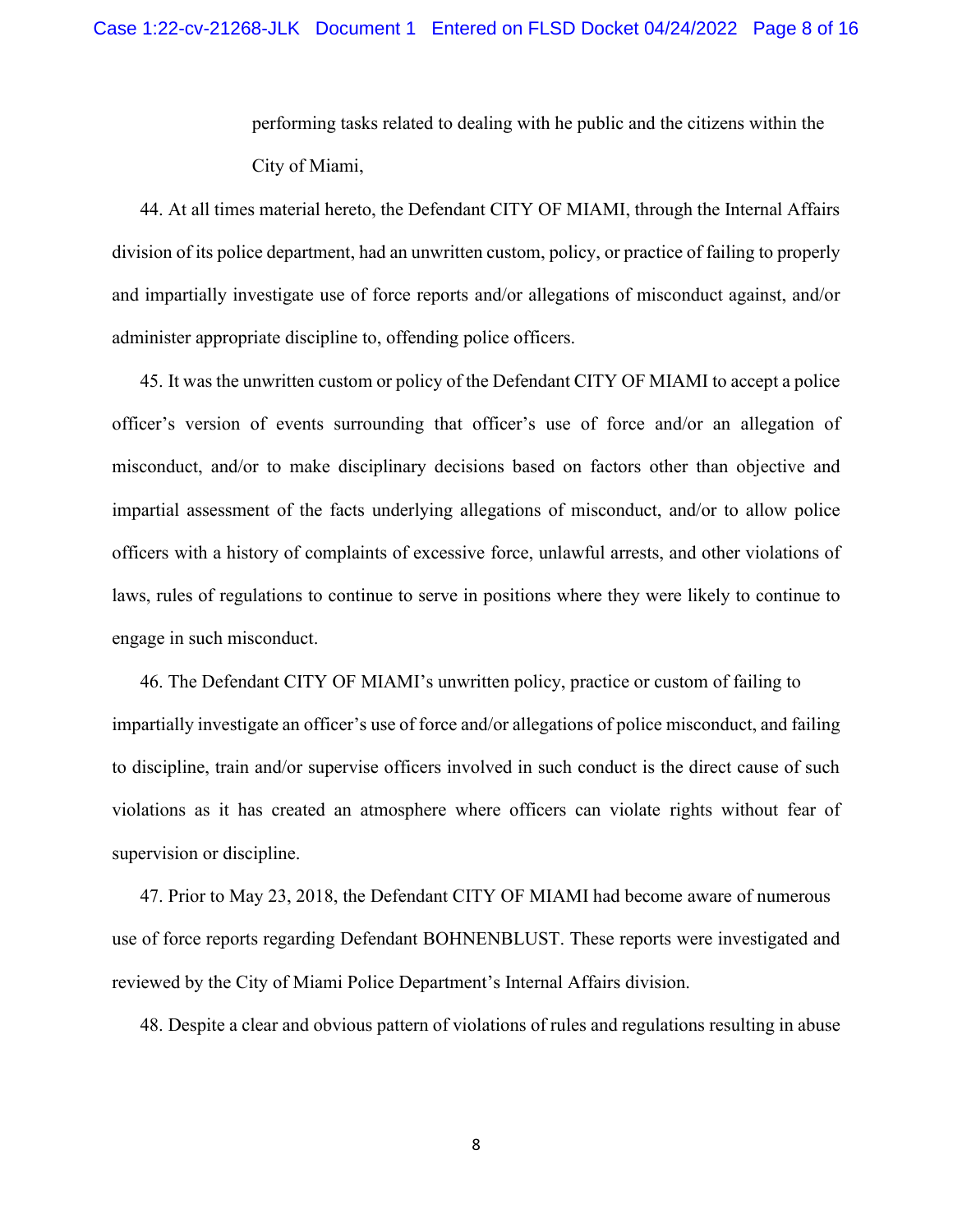performing tasks related to dealing with he public and the citizens within the City of Miami,

44. At all times material hereto, the Defendant CITY OF MIAMI, through the Internal Affairs division of its police department, had an unwritten custom, policy, or practice of failing to properly and impartially investigate use of force reports and/or allegations of misconduct against, and/or administer appropriate discipline to, offending police officers.

45. It was the unwritten custom or policy of the Defendant CITY OF MIAMI to accept a police officer's version of events surrounding that officer's use of force and/or an allegation of misconduct, and/or to make disciplinary decisions based on factors other than objective and impartial assessment of the facts underlying allegations of misconduct, and/or to allow police officers with a history of complaints of excessive force, unlawful arrests, and other violations of laws, rules of regulations to continue to serve in positions where they were likely to continue to engage in such misconduct.

46. The Defendant CITY OF MIAMI's unwritten policy, practice or custom of failing to impartially investigate an officer's use of force and/or allegations of police misconduct, and failing to discipline, train and/or supervise officers involved in such conduct is the direct cause of such violations as it has created an atmosphere where officers can violate rights without fear of supervision or discipline.

47. Prior to May 23, 2018, the Defendant CITY OF MIAMI had become aware of numerous use of force reports regarding Defendant BOHNENBLUST. These reports were investigated and reviewed by the City of Miami Police Department's Internal Affairs division.

48. Despite a clear and obvious pattern of violations of rules and regulations resulting in abuse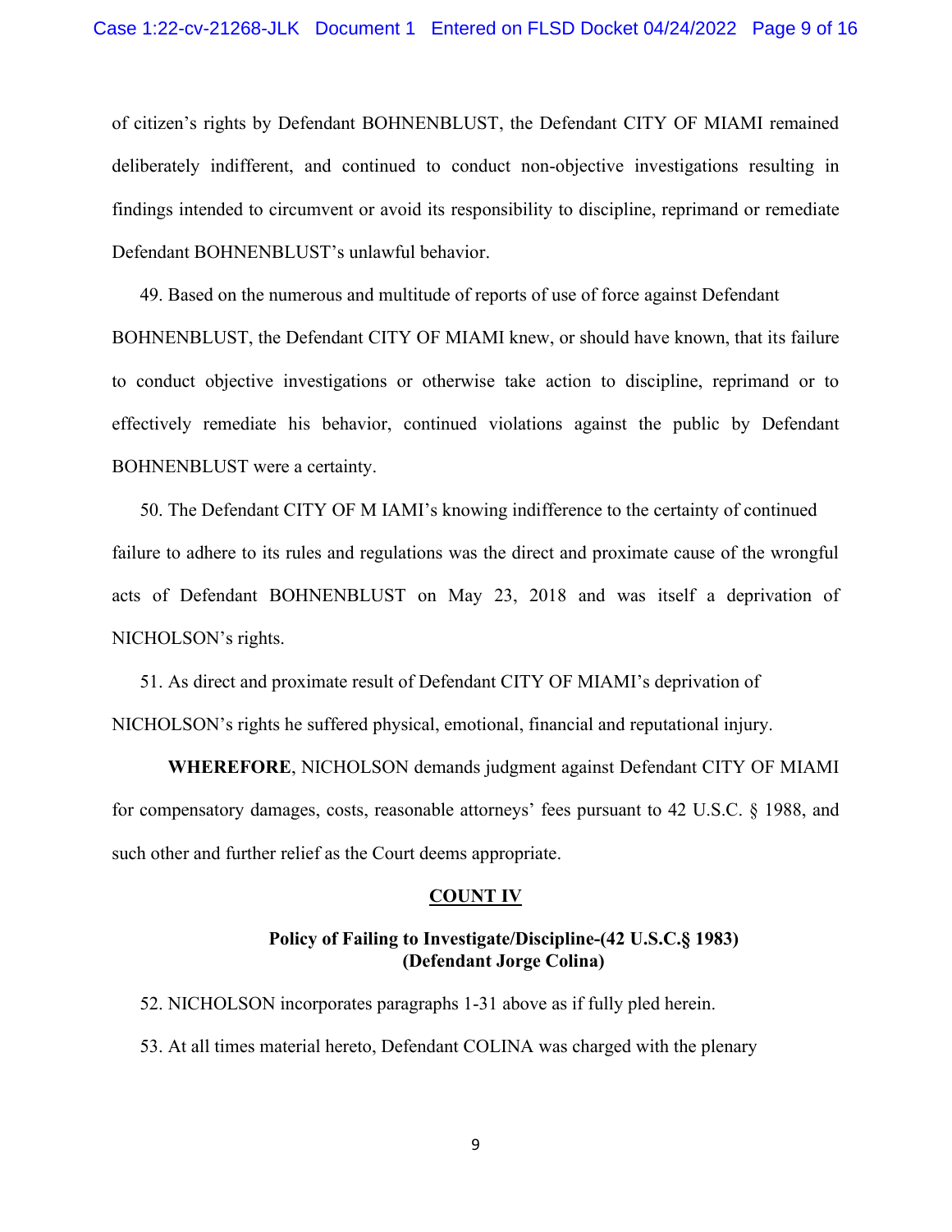of citizen's rights by Defendant BOHNENBLUST, the Defendant CITY OF MIAMI remained deliberately indifferent, and continued to conduct non-objective investigations resulting in findings intended to circumvent or avoid its responsibility to discipline, reprimand or remediate Defendant BOHNENBLUST's unlawful behavior.

49. Based on the numerous and multitude of reports of use of force against Defendant BOHNENBLUST, the Defendant CITY OF MIAMI knew, or should have known, that its failure to conduct objective investigations or otherwise take action to discipline, reprimand or to effectively remediate his behavior, continued violations against the public by Defendant BOHNENBLUST were a certainty.

50. The Defendant CITY OF M IAMI's knowing indifference to the certainty of continued failure to adhere to its rules and regulations was the direct and proximate cause of the wrongful acts of Defendant BOHNENBLUST on May 23, 2018 and was itself a deprivation of NICHOLSON's rights.

51. As direct and proximate result of Defendant CITY OF MIAMI's deprivation of NICHOLSON's rights he suffered physical, emotional, financial and reputational injury.

**WHEREFORE**, NICHOLSON demands judgment against Defendant CITY OF MIAMI for compensatory damages, costs, reasonable attorneys' fees pursuant to 42 U.S.C. § 1988, and such other and further relief as the Court deems appropriate.

**COUNT IV**

**Policy of Failing to Investigate/Discipline-(42 U.S.C.§ 1983)**
**(Defendant Jorge Colina)**

52. NICHOLSON incorporates paragraphs 1-31 above as if fully pled herein.

53. At all times material hereto, Defendant COLINA was charged with the plenary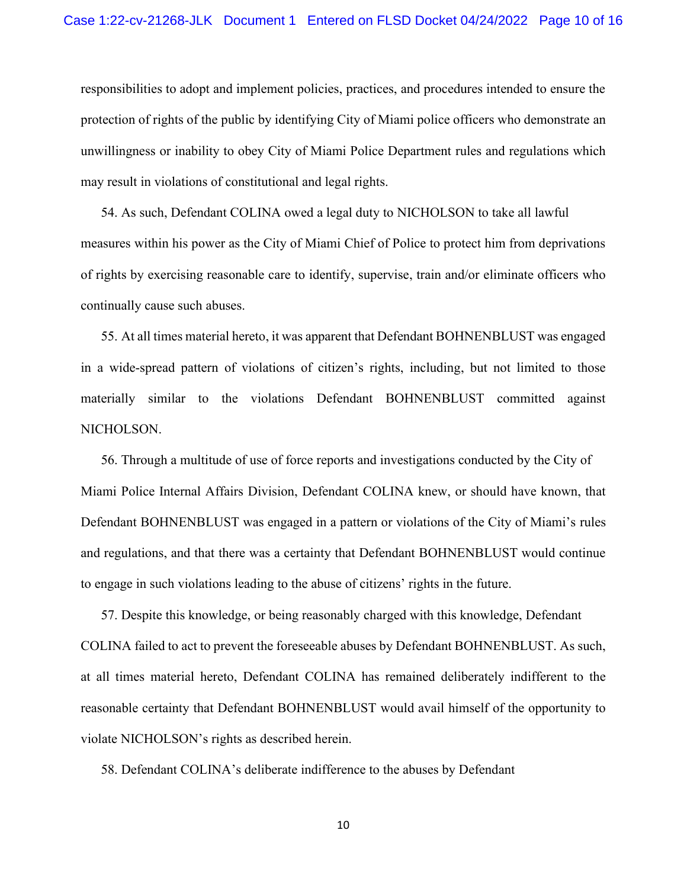responsibilities to adopt and implement policies, practices, and procedures intended to ensure the protection of rights of the public by identifying City of Miami police officers who demonstrate an unwillingness or inability to obey City of Miami Police Department rules and regulations which may result in violations of constitutional and legal rights.

54. As such, Defendant COLINA owed a legal duty to NICHOLSON to take all lawful measures within his power as the City of Miami Chief of Police to protect him from deprivations of rights by exercising reasonable care to identify, supervise, train and/or eliminate officers who continually cause such abuses.

55. At all times material hereto, it was apparent that Defendant BOHNENBLUST was engaged in a wide-spread pattern of violations of citizen's rights, including, but not limited to those materially similar to the violations Defendant BOHNENBLUST committed against NICHOLSON.

56. Through a multitude of use of force reports and investigations conducted by the City of Miami Police Internal Affairs Division, Defendant COLINA knew, or should have known, that Defendant BOHNENBLUST was engaged in a pattern or violations of the City of Miami's rules and regulations, and that there was a certainty that Defendant BOHNENBLUST would continue to engage in such violations leading to the abuse of citizens' rights in the future.

57. Despite this knowledge, or being reasonably charged with this knowledge, Defendant COLINA failed to act to prevent the foreseeable abuses by Defendant BOHNENBLUST. As such, at all times material hereto, Defendant COLINA has remained deliberately indifferent to the reasonable certainty that Defendant BOHNENBLUST would avail himself of the opportunity to violate NICHOLSON's rights as described herein.

58. Defendant COLINA's deliberate indifference to the abuses by Defendant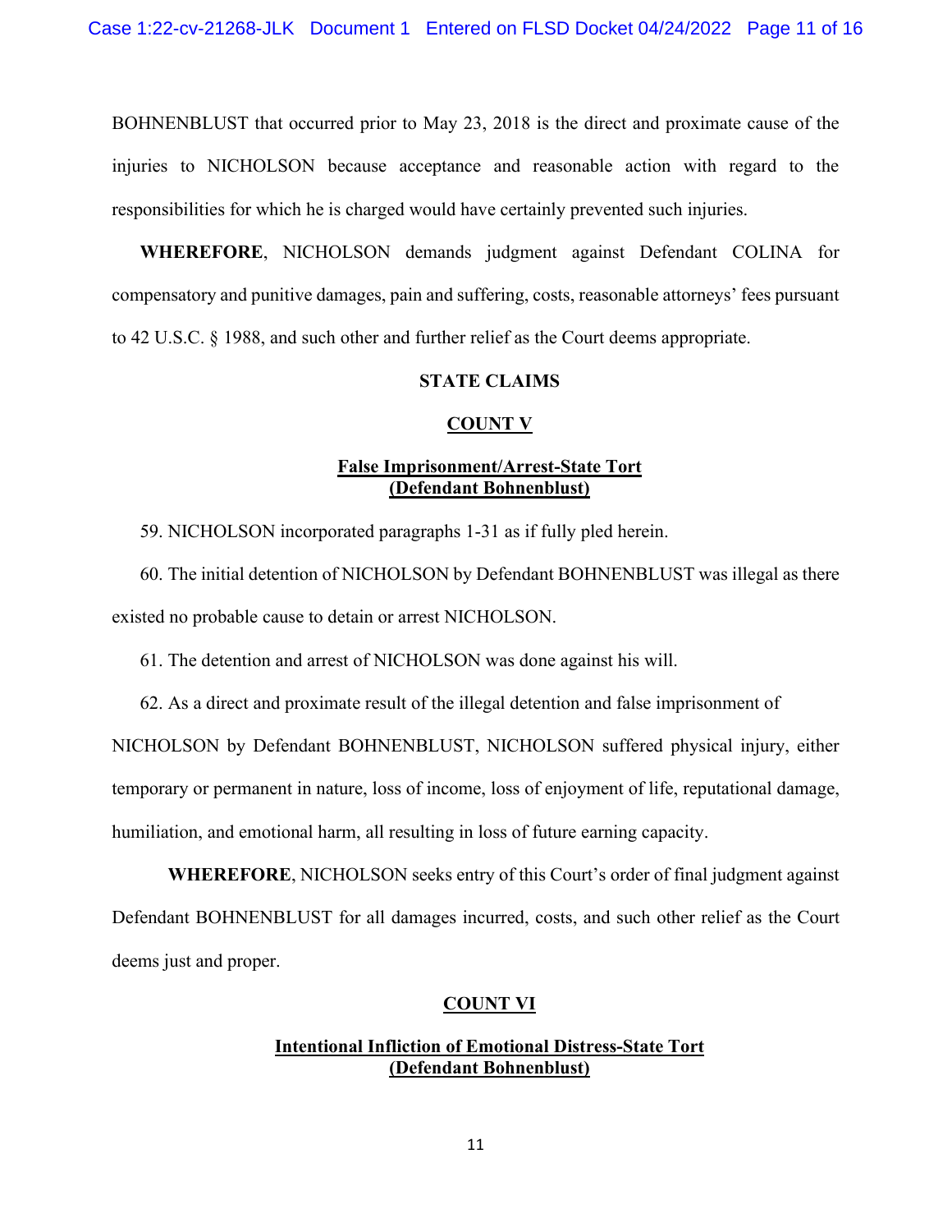BOHNENBLUST that occurred prior to May 23, 2018 is the direct and proximate cause of the injuries to NICHOLSON because acceptance and reasonable action with regard to the responsibilities for which he is charged would have certainly prevented such injuries.

**WHEREFORE**, NICHOLSON demands judgment against Defendant COLINA for compensatory and punitive damages, pain and suffering, costs, reasonable attorneys' fees pursuant to 42 U.S.C. § 1988, and such other and further relief as the Court deems appropriate.

## STATE CLAIMS

### COUNT V

### False Imprisonment/Arrest-State Tort (Defendant Bohnenblust)

59. NICHOLSON incorporated paragraphs 1-31 as if fully pled herein.

60. The initial detention of NICHOLSON by Defendant BOHNENBLUST was illegal as there existed no probable cause to detain or arrest NICHOLSON.

61. The detention and arrest of NICHOLSON was done against his will.

62. As a direct and proximate result of the illegal detention and false imprisonment of NICHOLSON by Defendant BOHNENBLUST, NICHOLSON suffered physical injury, either temporary or permanent in nature, loss of income, loss of enjoyment of life, reputational damage, humiliation, and emotional harm, all resulting in loss of future earning capacity.

**WHEREFORE**, NICHOLSON seeks entry of this Court's order of final judgment against Defendant BOHNENBLUST for all damages incurred, costs, and such other relief as the Court deems just and proper.

### COUNT VI

### Intentional Infliction of Emotional Distress-State Tort (Defendant Bohnenblust)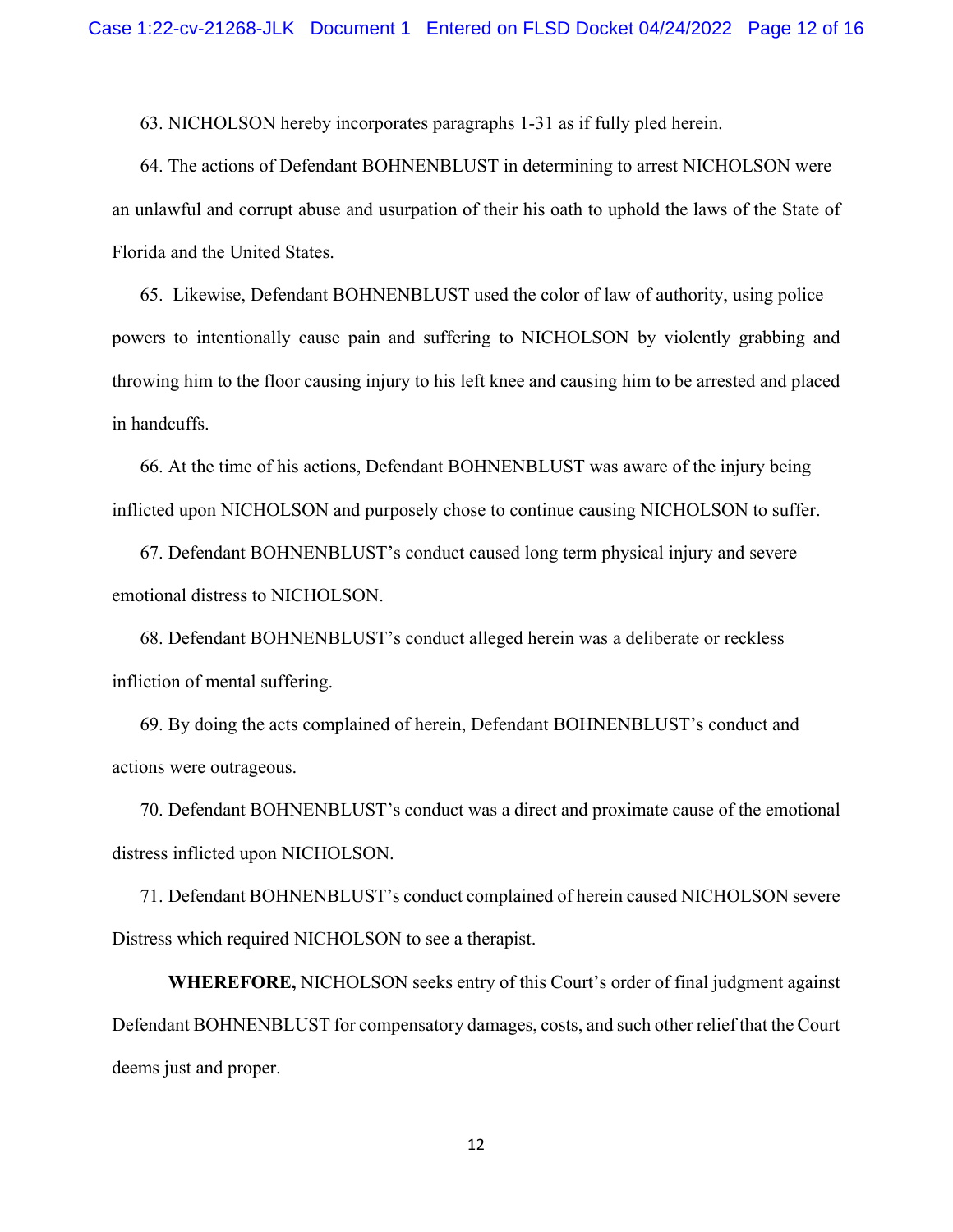63. NICHOLSON hereby incorporates paragraphs 1-31 as if fully pled herein.

64. The actions of Defendant BOHNENBLUST in determining to arrest NICHOLSON were an unlawful and corrupt abuse and usurpation of their his oath to uphold the laws of the State of Florida and the United States.

65. Likewise, Defendant BOHNENBLUST used the color of law of authority, using police powers to intentionally cause pain and suffering to NICHOLSON by violently grabbing and throwing him to the floor causing injury to his left knee and causing him to be arrested and placed in handcuffs.

66. At the time of his actions, Defendant BOHNENBLUST was aware of the injury being inflicted upon NICHOLSON and purposely chose to continue causing NICHOLSON to suffer.

67. Defendant BOHNENBLUST's conduct caused long term physical injury and severe emotional distress to NICHOLSON.

68. Defendant BOHNENBLUST's conduct alleged herein was a deliberate or reckless infliction of mental suffering.

69. By doing the acts complained of herein, Defendant BOHNENBLUST's conduct and actions were outrageous.

70. Defendant BOHNENBLUST's conduct was a direct and proximate cause of the emotional distress inflicted upon NICHOLSON.

71. Defendant BOHNENBLUST's conduct complained of herein caused NICHOLSON severe Distress which required NICHOLSON to see a therapist.

**WHEREFORE,** NICHOLSON seeks entry of this Court's order of final judgment against Defendant BOHNENBLUST for compensatory damages, costs, and such other relief that the Court deems just and proper.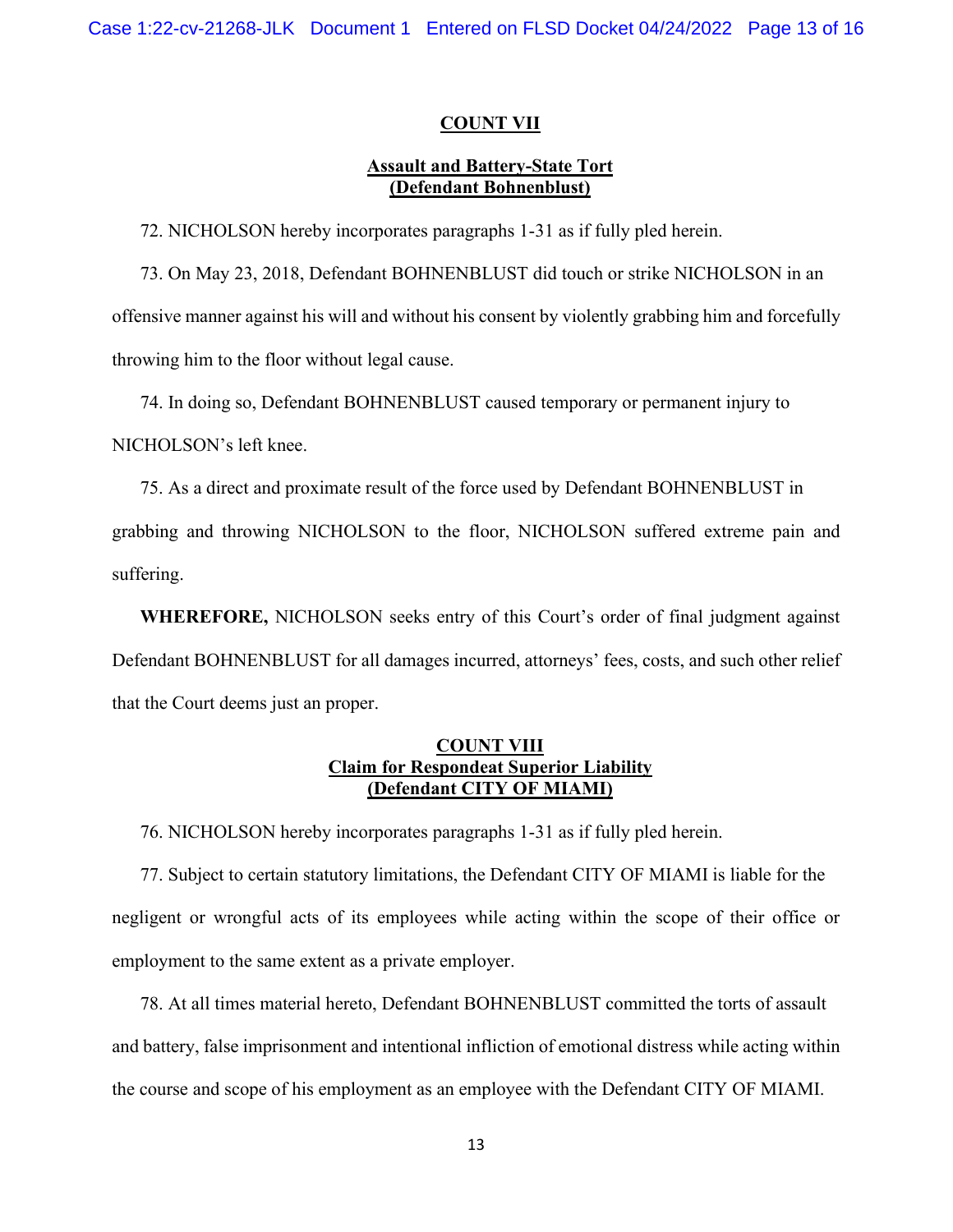## COUNT VII

### Assault and Battery-State Tort (Defendant Bohnenblust)

72. NICHOLSON hereby incorporates paragraphs 1-31 as if fully pled herein.

73. On May 23, 2018, Defendant BOHNENBLUST did touch or strike NICHOLSON in an offensive manner against his will and without his consent by violently grabbing him and forcefully throwing him to the floor without legal cause.

74. In doing so, Defendant BOHNENBLUST caused temporary or permanent injury to NICHOLSON's left knee.

75. As a direct and proximate result of the force used by Defendant BOHNENBLUST in grabbing and throwing NICHOLSON to the floor, NICHOLSON suffered extreme pain and suffering.

**WHEREFORE,** NICHOLSON seeks entry of this Court's order of final judgment against Defendant BOHNENBLUST for all damages incurred, attorneys' fees, costs, and such other relief that the Court deems just an proper.

## COUNT VIII

### Claim for Respondeat Superior Liability (Defendant CITY OF MIAMI)

76. NICHOLSON hereby incorporates paragraphs 1-31 as if fully pled herein.

77. Subject to certain statutory limitations, the Defendant CITY OF MIAMI is liable for the negligent or wrongful acts of its employees while acting within the scope of their office or employment to the same extent as a private employer.

78. At all times material hereto, Defendant BOHNENBLUST committed the torts of assault and battery, false imprisonment and intentional infliction of emotional distress while acting within the course and scope of his employment as an employee with the Defendant CITY OF MIAMI.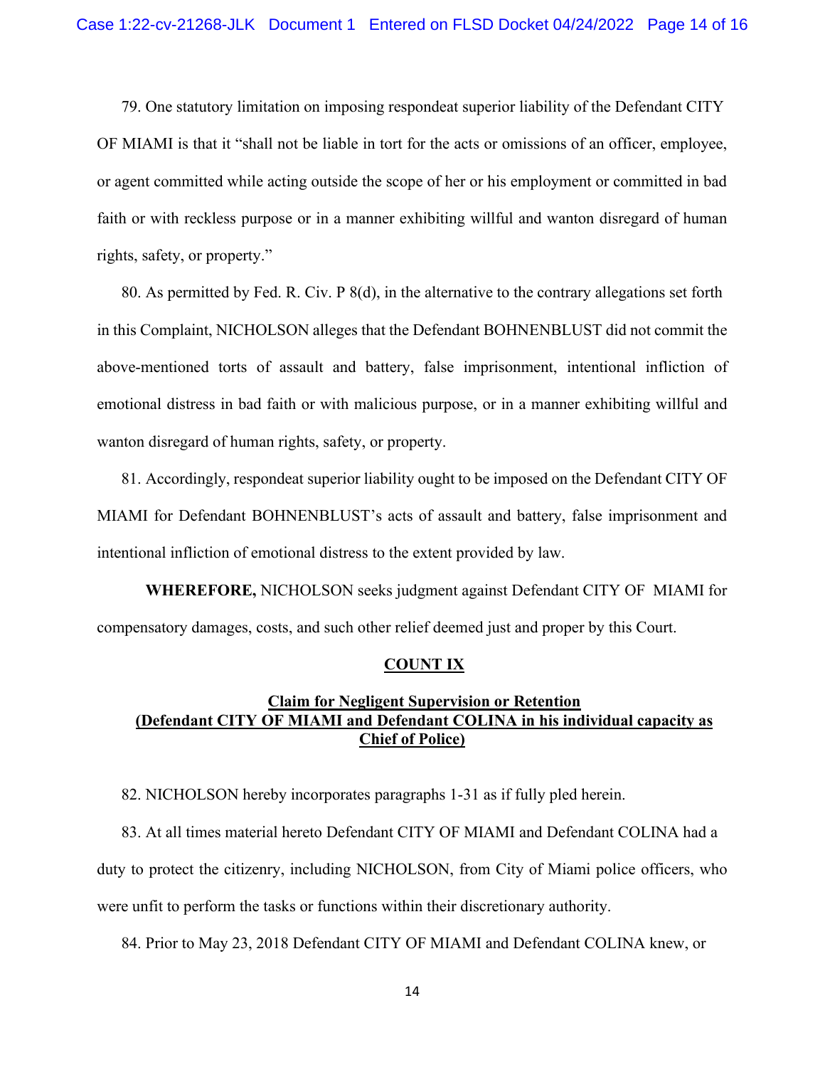79. One statutory limitation on imposing respondeat superior liability of the Defendant CITY OF MIAMI is that it "shall not be liable in tort for the acts or omissions of an officer, employee, or agent committed while acting outside the scope of her or his employment or committed in bad faith or with reckless purpose or in a manner exhibiting willful and wanton disregard of human rights, safety, or property."

80. As permitted by Fed. R. Civ. P 8(d), in the alternative to the contrary allegations set forth in this Complaint, NICHOLSON alleges that the Defendant BOHNENBLUST did not commit the above-mentioned torts of assault and battery, false imprisonment, intentional infliction of emotional distress in bad faith or with malicious purpose, or in a manner exhibiting willful and wanton disregard of human rights, safety, or property.

81. Accordingly, respondeat superior liability ought to be imposed on the Defendant CITY OF MIAMI for Defendant BOHNENBLUST's acts of assault and battery, false imprisonment and intentional infliction of emotional distress to the extent provided by law.

**WHEREFORE,** NICHOLSON seeks judgment against Defendant CITY OF MIAMI for compensatory damages, costs, and such other relief deemed just and proper by this Court.

## COUNT IX

### Claim for Negligent Supervision or Retention (Defendant CITY OF MIAMI and Defendant COLINA in his individual capacity as Chief of Police)

82. NICHOLSON hereby incorporates paragraphs 1-31 as if fully pled herein.

83. At all times material hereto Defendant CITY OF MIAMI and Defendant COLINA had a duty to protect the citizenry, including NICHOLSON, from City of Miami police officers, who were unfit to perform the tasks or functions within their discretionary authority.

84. Prior to May 23, 2018 Defendant CITY OF MIAMI and Defendant COLINA knew, or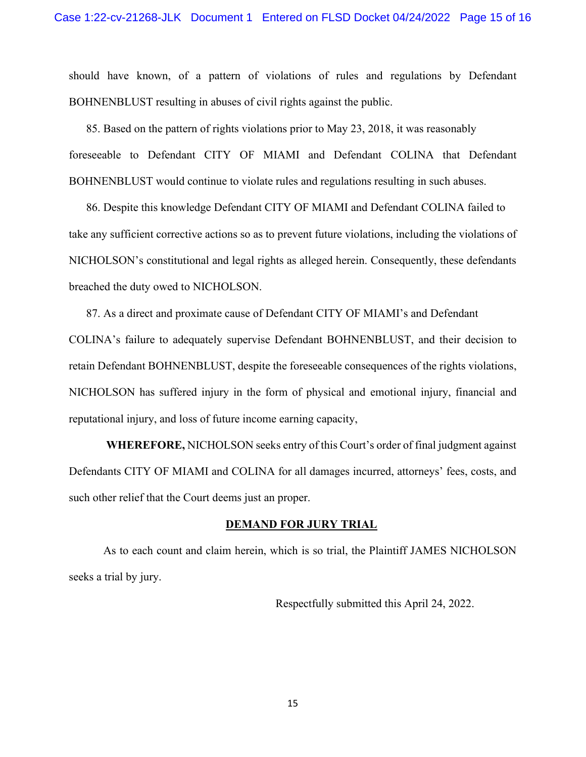should have known, of a pattern of violations of rules and regulations by Defendant BOHNENBLUST resulting in abuses of civil rights against the public.

85. Based on the pattern of rights violations prior to May 23, 2018, it was reasonably foreseeable to Defendant CITY OF MIAMI and Defendant COLINA that Defendant BOHNENBLUST would continue to violate rules and regulations resulting in such abuses.

86. Despite this knowledge Defendant CITY OF MIAMI and Defendant COLINA failed to take any sufficient corrective actions so as to prevent future violations, including the violations of NICHOLSON's constitutional and legal rights as alleged herein. Consequently, these defendants breached the duty owed to NICHOLSON.

87. As a direct and proximate cause of Defendant CITY OF MIAMI's and Defendant COLINA's failure to adequately supervise Defendant BOHNENBLUST, and their decision to retain Defendant BOHNENBLUST, despite the foreseeable consequences of the rights violations, NICHOLSON has suffered injury in the form of physical and emotional injury, financial and reputational injury, and loss of future income earning capacity,

**WHEREFORE,** NICHOLSON seeks entry of this Court's order of final judgment against Defendants CITY OF MIAMI and COLINA for all damages incurred, attorneys' fees, costs, and such other relief that the Court deems just an proper.

**DEMAND FOR JURY TRIAL**

As to each count and claim herein, which is so trial, the Plaintiff JAMES NICHOLSON seeks a trial by jury.

Respectfully submitted this April 24, 2022.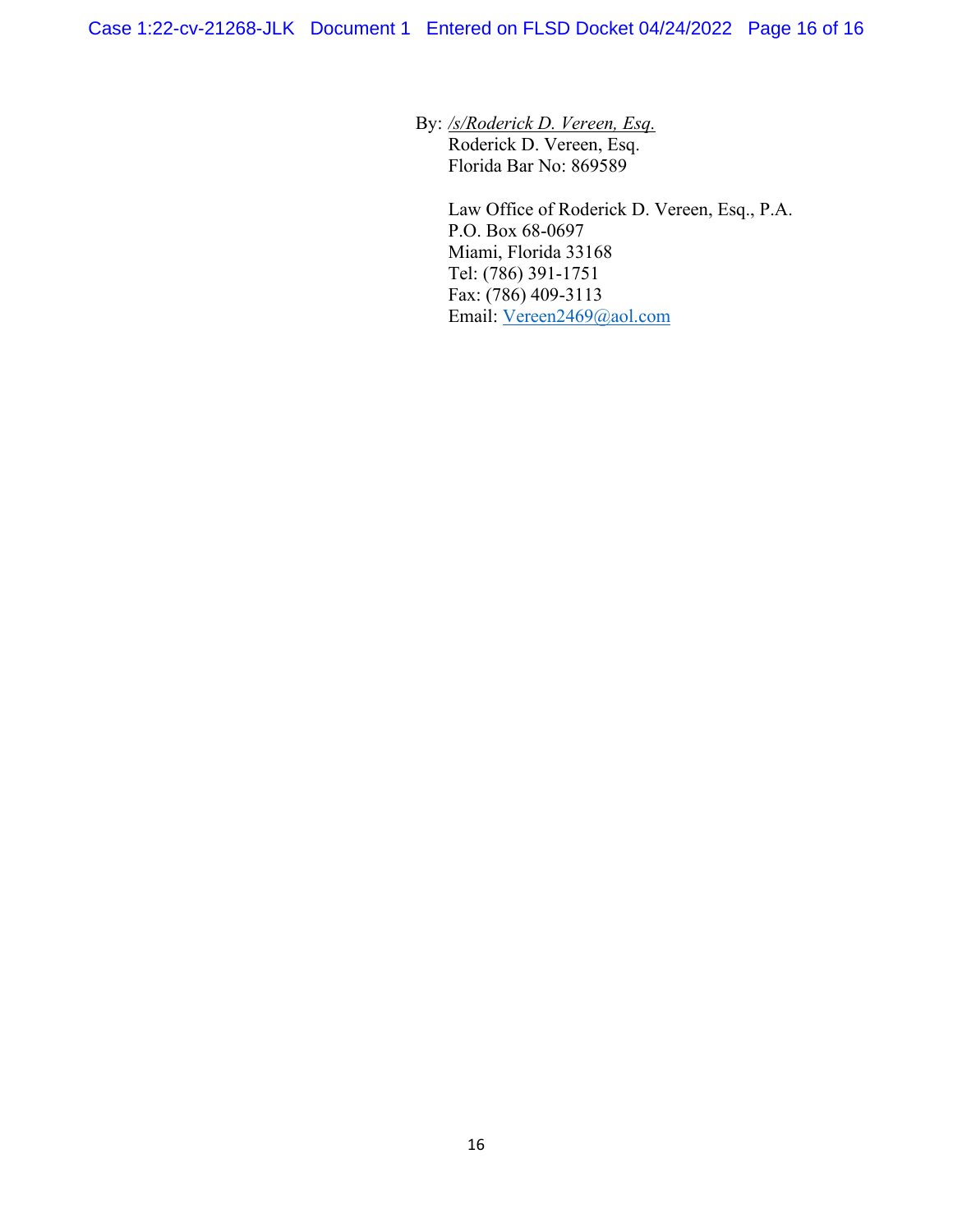By: */s/Roderick D. Vereen, Esq.*
Roderick D. Vereen, Esq.
Florida Bar No: 869589

Law Office of Roderick D. Vereen, Esq., P.A.
P.O. Box 68-0697
Miami, Florida 33168
Tel: (786) 391-1751
Fax: (786) 409-3113
Email: Vereen2469@aol.com